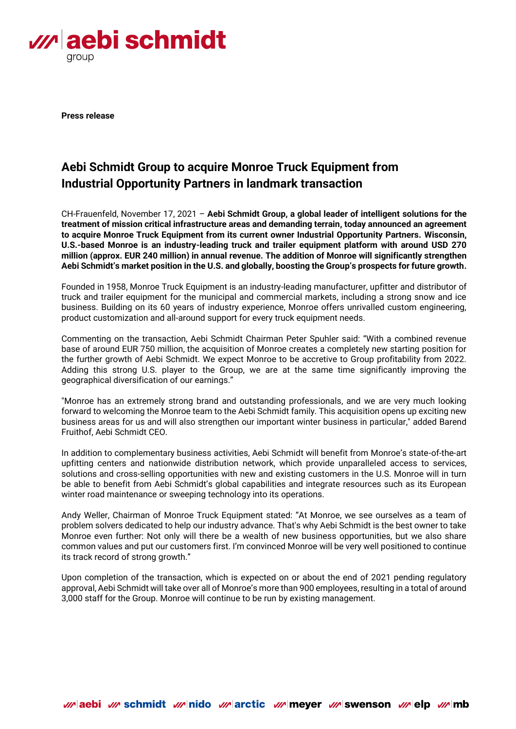Press release

# Aebi Schmidt Group to acquire Monroe Truck Equipment from Industrial Opportunity Partners in landmark transaction

CH-Frauenfeld, November 17, 2021 – **Aebi Schmidt Group, a global leader of intelligent solutions for the treatment of mission critical infrastructure areas and demanding terrain, today announced an agreement to acquire Monroe Truck Equipment from its current owner Industrial Opportunity Partners. Wisconsin, U.S.-based Monroe is an industry-leading truck and trailer equipment platform with around USD 270 million (approx. EUR 240 million) in annual revenue. The addition of Monroe will significantly strengthen Aebi Schmidt's market position in the U.S. and globally, boosting the Group's prospects for future growth.**

Founded in 1958, Monroe Truck Equipment is an industry-leading manufacturer, upfitter and distributor of truck and trailer equipment for the municipal and commercial markets, including a strong snow and ice business. Building on its 60 years of industry experience, Monroe offers unrivalled custom engineering, product customization and all-around support for every truck equipment needs.

Commenting on the transaction, Aebi Schmidt Chairman Peter Spuhler said: "With a combined revenue base of around EUR 750 million, the acquisition of Monroe creates a completely new starting position for the further growth of Aebi Schmidt. We expect Monroe to be accretive to Group profitability from 2022. Adding this strong U.S. player to the Group, we are at the same time significantly improving the geographical diversification of our earnings."

"Monroe has an extremely strong brand and outstanding professionals, and we are very much looking forward to welcoming the Monroe team to the Aebi Schmidt family. This acquisition opens up exciting new business areas for us and will also strengthen our important winter business in particular," added Barend Fruithof, Aebi Schmidt CEO.

In addition to complementary business activities, Aebi Schmidt will benefit from Monroe's state-of-the-art upfitting centers and nationwide distribution network, which provide unparalleled access to services, solutions and cross-selling opportunities with new and existing customers in the U.S. Monroe will in turn be able to benefit from Aebi Schmidt's global capabilities and integrate resources such as its European winter road maintenance or sweeping technology into its operations.

Andy Weller, Chairman of Monroe Truck Equipment stated: "At Monroe, we see ourselves as a team of problem solvers dedicated to help our industry advance. That's why Aebi Schmidt is the best owner to take Monroe even further: Not only will there be a wealth of new business opportunities, but we also share common values and put our customers first. I'm convinced Monroe will be very well positioned to continue its track record of strong growth."

Upon completion of the transaction, which is expected on or about the end of 2021 pending regulatory approval, Aebi Schmidt will take over all of Monroe's more than 900 employees, resulting in a total of around 3,000 staff for the Group. Monroe will continue to be run by existing management.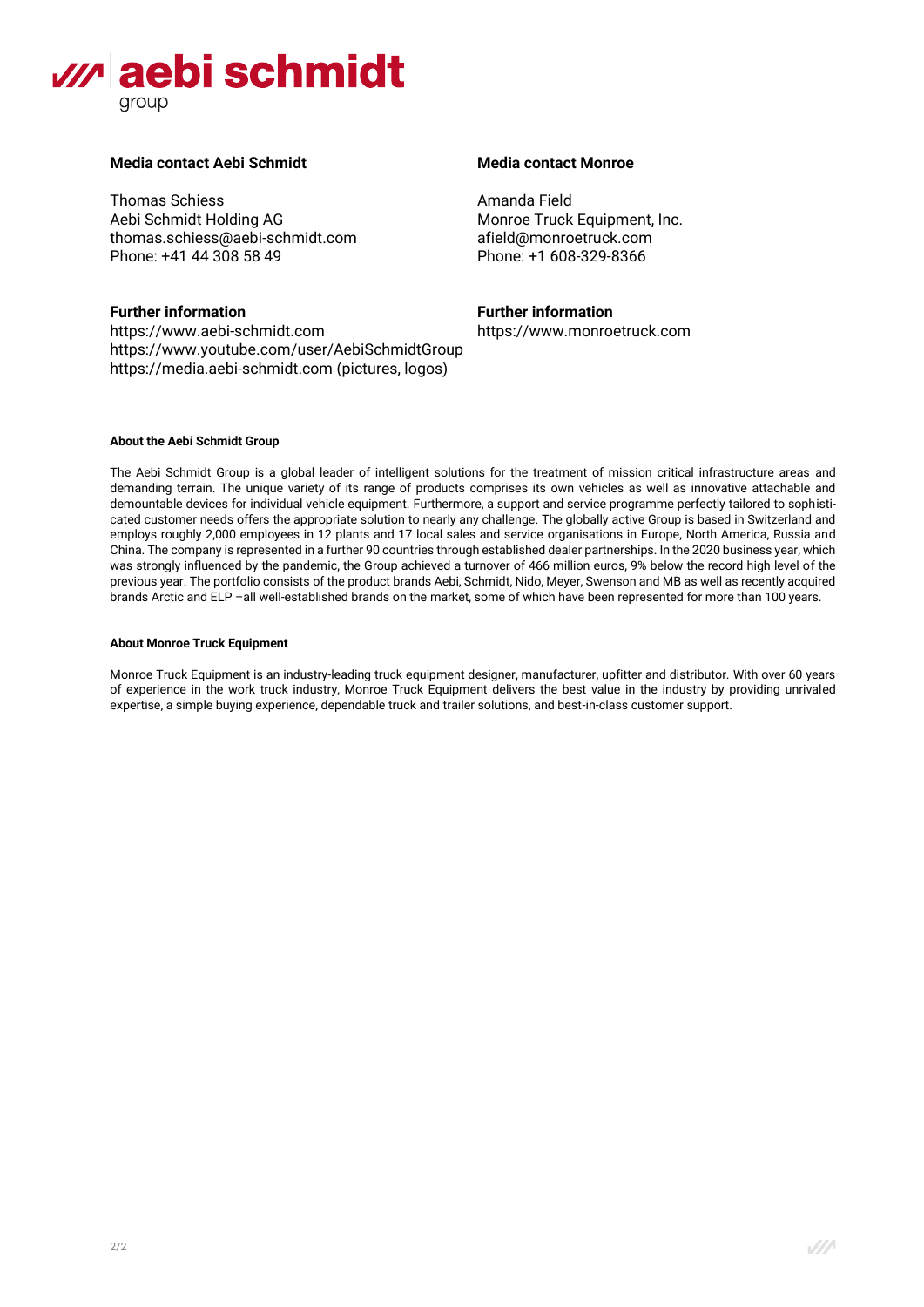**Media contact Aebi Schmidt**

Thomas Schiess
Aebi Schmidt Holding AG
thomas.schiess@aebi-schmidt.com
Phone: +41 44 308 58 49

**Further information**
https://www.aebi-schmidt.com
https://www.youtube.com/user/AebiSchmidtGroup
https://media.aebi-schmidt.com (pictures, logos)

**Media contact Monroe**

Amanda Field
Monroe Truck Equipment, Inc.
afield@monroetruck.com
Phone: +1 608-329-8366

**Further information**
https://www.monroetruck.com

**About the Aebi Schmidt Group**

The Aebi Schmidt Group is a global leader of intelligent solutions for the treatment of mission critical infrastructure areas and demanding terrain. The unique variety of its range of products comprises its own vehicles as well as innovative attachable and demountable devices for individual vehicle equipment. Furthermore, a support and service programme perfectly tailored to sophisticated customer needs offers the appropriate solution to nearly any challenge. The globally active Group is based in Switzerland and employs roughly 2,000 employees in 12 plants and 17 local sales and service organisations in Europe, North America, Russia and China. The company is represented in a further 90 countries through established dealer partnerships. In the 2020 business year, which was strongly influenced by the pandemic, the Group achieved a turnover of 466 million euros, 9% below the record high level of the previous year. The portfolio consists of the product brands Aebi, Schmidt, Nido, Meyer, Swenson and MB as well as recently acquired brands Arctic and ELP –all well-established brands on the market, some of which have been represented for more than 100 years.

**About Monroe Truck Equipment**

Monroe Truck Equipment is an industry-leading truck equipment designer, manufacturer, upfitter and distributor. With over 60 years of experience in the work truck industry, Monroe Truck Equipment delivers the best value in the industry by providing unrivaled expertise, a simple buying experience, dependable truck and trailer solutions, and best-in-class customer support.